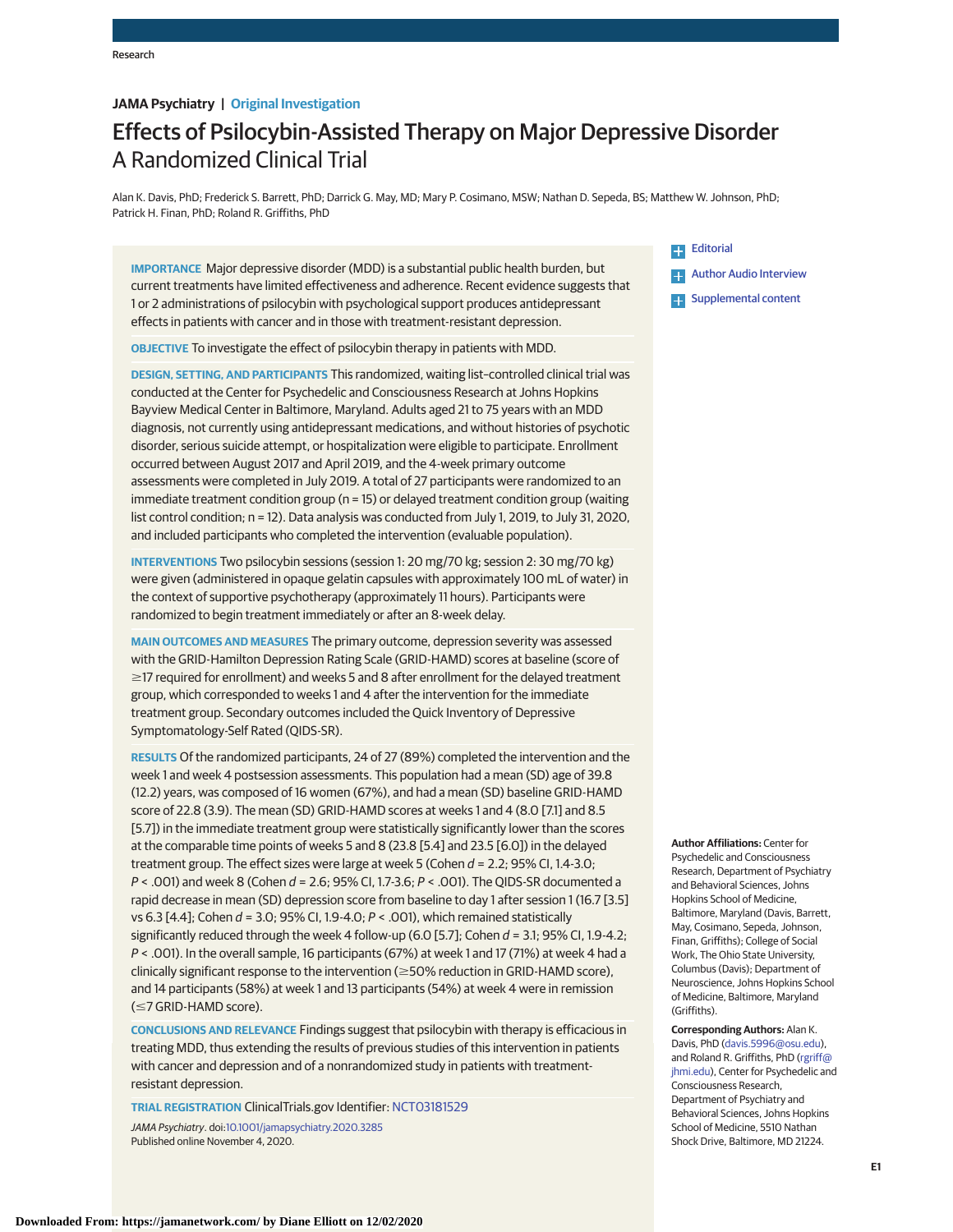Research

**JAMA Psychiatry | Original Investigation**

# Effects of Psilocybin-Assisted Therapy on Major Depressive Disorder
## A Randomized Clinical Trial

Alan K. Davis, PhD; Frederick S. Barrett, PhD; Darrick G. May, MD; Mary P. Cosimano, MSW; Nathan D. Sepeda, BS; Matthew W. Johnson, PhD; Patrick H. Finan, PhD; Roland R. Griffiths, PhD

**IMPORTANCE** Major depressive disorder (MDD) is a substantial public health burden, but current treatments have limited effectiveness and adherence. Recent evidence suggests that 1 or 2 administrations of psilocybin with psychological support produces antidepressant effects in patients with cancer and in those with treatment-resistant depression.

**OBJECTIVE** To investigate the effect of psilocybin therapy in patients with MDD.

**DESIGN, SETTING, AND PARTICIPANTS** This randomized, waiting list–controlled clinical trial was conducted at the Center for Psychedelic and Consciousness Research at Johns Hopkins Bayview Medical Center in Baltimore, Maryland. Adults aged 21 to 75 years with an MDD diagnosis, not currently using antidepressant medications, and without histories of psychotic disorder, serious suicide attempt, or hospitalization were eligible to participate. Enrollment occurred between August 2017 and April 2019, and the 4-week primary outcome assessments were completed in July 2019. A total of 27 participants were randomized to an immediate treatment condition group (n = 15) or delayed treatment condition group (waiting list control condition; n = 12). Data analysis was conducted from July 1, 2019, to July 31, 2020, and included participants who completed the intervention (evaluable population).

**INTERVENTIONS** Two psilocybin sessions (session 1: 20 mg/70 kg; session 2: 30 mg/70 kg) were given (administered in opaque gelatin capsules with approximately 100 mL of water) in the context of supportive psychotherapy (approximately 11 hours). Participants were randomized to begin treatment immediately or after an 8-week delay.

**MAIN OUTCOMES AND MEASURES** The primary outcome, depression severity was assessed with the GRID-Hamilton Depression Rating Scale (GRID-HAMD) scores at baseline (score of ≥17 required for enrollment) and weeks 5 and 8 after enrollment for the delayed treatment group, which corresponded to weeks 1 and 4 after the intervention for the immediate treatment group. Secondary outcomes included the Quick Inventory of Depressive Symptomatology-Self Rated (QIDS-SR).

**RESULTS** Of the randomized participants, 24 of 27 (89%) completed the intervention and the week 1 and week 4 postsession assessments. This population had a mean (SD) age of 39.8 (12.2) years, was composed of 16 women (67%), and had a mean (SD) baseline GRID-HAMD score of 22.8 (3.9). The mean (SD) GRID-HAMD scores at weeks 1 and 4 (8.0 [7.1] and 8.5 [5.7]) in the immediate treatment group were statistically significantly lower than the scores at the comparable time points of weeks 5 and 8 (23.8 [5.4] and 23.5 [6.0]) in the delayed treatment group. The effect sizes were large at week 5 (Cohen *d* = 2.2; 95% CI, 1.4-3.0; *P* < .001) and week 8 (Cohen *d* = 2.6; 95% CI, 1.7-3.6; *P* < .001). The QIDS-SR documented a rapid decrease in mean (SD) depression score from baseline to day 1 after session 1 (16.7 [3.5] vs 6.3 [4.4]; Cohen *d* = 3.0; 95% CI, 1.9-4.0; *P* < .001), which remained statistically significantly reduced through the week 4 follow-up (6.0 [5.7]; Cohen *d* = 3.1; 95% CI, 1.9-4.2; *P* < .001). In the overall sample, 16 participants (67%) at week 1 and 17 (71%) at week 4 had a clinically significant response to the intervention (≥50% reduction in GRID-HAMD score), and 14 participants (58%) at week 1 and 13 participants (54%) at week 4 were in remission (≤7 GRID-HAMD score).

**CONCLUSIONS AND RELEVANCE** Findings suggest that psilocybin with therapy is efficacious in treating MDD, thus extending the results of previous studies of this intervention in patients with cancer and depression and of a nonrandomized study in patients with treatment-resistant depression.

**TRIAL REGISTRATION** ClinicalTrials.gov Identifier: NCT03181529

*JAMA Psychiatry*. doi:10.1001/jamapsychiatry.2020.3285
Published online November 4, 2020.

+ Editorial
+ Author Audio Interview
+ Supplemental content

**Author Affiliations:** Center for Psychedelic and Consciousness Research, Department of Psychiatry and Behavioral Sciences, Johns Hopkins School of Medicine, Baltimore, Maryland (Davis, Barrett, May, Cosimano, Sepeda, Johnson, Finan, Griffiths); College of Social Work, The Ohio State University, Columbus (Davis); Department of Neuroscience, Johns Hopkins School of Medicine, Baltimore, Maryland (Griffiths).

**Corresponding Authors:** Alan K. Davis, PhD (davis.5996@osu.edu), and Roland R. Griffiths, PhD (rgriff@jhmi.edu), Center for Psychedelic and Consciousness Research, Department of Psychiatry and Behavioral Sciences, Johns Hopkins School of Medicine, 5510 Nathan Shock Drive, Baltimore, MD 21224.

Downloaded From: https://jamanetwork.com/ by Diane Elliott on 12/02/2020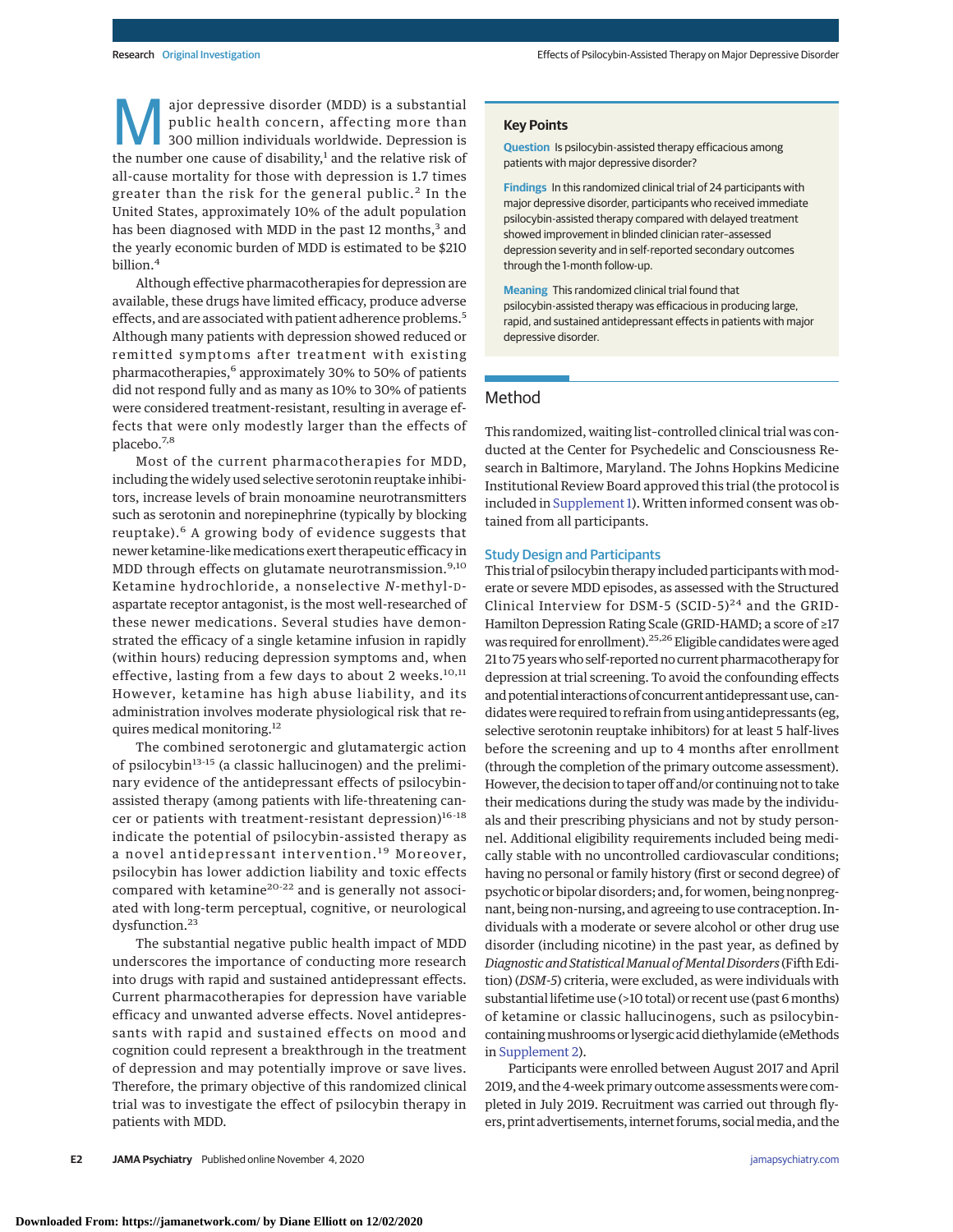Major depressive disorder (MDD) is a substantial public health concern, affecting more than 300 million individuals worldwide. Depression is the number one cause of disability,[1] and the relative risk of all-cause mortality for those with depression is 1.7 times greater than the risk for the general public.[2] In the United States, approximately 10% of the adult population has been diagnosed with MDD in the past 12 months,[3] and the yearly economic burden of MDD is estimated to be $210 billion.[4]

Although effective pharmacotherapies for depression are available, these drugs have limited efficacy, produce adverse effects, and are associated with patient adherence problems.[5] Although many patients with depression showed reduced or remitted symptoms after treatment with existing pharmacotherapies,[6] approximately 30% to 50% of patients did not respond fully and as many as 10% to 30% of patients were considered treatment-resistant, resulting in average effects that were only modestly larger than the effects of placebo.[7,8]

Most of the current pharmacotherapies for MDD, including the widely used selective serotonin reuptake inhibitors, increase levels of brain monoamine neurotransmitters such as serotonin and norepinephrine (typically by blocking reuptake).[6] A growing body of evidence suggests that newer ketamine-like medications exert therapeutic efficacy in MDD through effects on glutamate neurotransmission.[9,10] Ketamine hydrochloride, a nonselective *N*-methyl-D-aspartate receptor antagonist, is the most well-researched of these newer medications. Several studies have demonstrated the efficacy of a single ketamine infusion in rapidly (within hours) reducing depression symptoms and, when effective, lasting from a few days to about 2 weeks.[10,11] However, ketamine has high abuse liability, and its administration involves moderate physiological risk that requires medical monitoring.[12]

The combined serotonergic and glutamatergic action of psilocybin[13-15] (a classic hallucinogen) and the preliminary evidence of the antidepressant effects of psilocybin-assisted therapy (among patients with life-threatening cancer or patients with treatment-resistant depression)[16-18] indicate the potential of psilocybin-assisted therapy as a novel antidepressant intervention.[19] Moreover, psilocybin has lower addiction liability and toxic effects compared with ketamine[20-22] and is generally not associated with long-term perceptual, cognitive, or neurological dysfunction.[23]

The substantial negative public health impact of MDD underscores the importance of conducting more research into drugs with rapid and sustained antidepressant effects. Current pharmacotherapies for depression have variable efficacy and unwanted adverse effects. Novel antidepressants with rapid and sustained effects on mood and cognition could represent a breakthrough in the treatment of depression and may potentially improve or save lives. Therefore, the primary objective of this randomized clinical trial was to investigate the effect of psilocybin therapy in patients with MDD.

**Key Points**

**Question** Is psilocybin-assisted therapy efficacious among patients with major depressive disorder?

**Findings** In this randomized clinical trial of 24 participants with major depressive disorder, participants who received immediate psilocybin-assisted therapy compared with delayed treatment showed improvement in blinded clinician rater–assessed depression severity and in self-reported secondary outcomes through the 1-month follow-up.

**Meaning** This randomized clinical trial found that psilocybin-assisted therapy was efficacious in producing large, rapid, and sustained antidepressant effects in patients with major depressive disorder.

## Method

This randomized, waiting list–controlled clinical trial was conducted at the Center for Psychedelic and Consciousness Research in Baltimore, Maryland. The Johns Hopkins Medicine Institutional Review Board approved this trial (the protocol is included in Supplement 1). Written informed consent was obtained from all participants.

### Study Design and Participants

This trial of psilocybin therapy included participants with moderate or severe MDD episodes, as assessed with the Structured Clinical Interview for DSM-5 (SCID-5)[24] and the GRID-Hamilton Depression Rating Scale (GRID-HAMD; a score of ≥17 was required for enrollment).[25,26] Eligible candidates were aged 21 to 75 years who self-reported no current pharmacotherapy for depression at trial screening. To avoid the confounding effects and potential interactions of concurrent antidepressant use, candidates were required to refrain from using antidepressants (eg, selective serotonin reuptake inhibitors) for at least 5 half-lives before the screening and up to 4 months after enrollment (through the completion of the primary outcome assessment). However, the decision to taper off and/or continuing not to take their medications during the study was made by the individuals and their prescribing physicians and not by study personnel. Additional eligibility requirements included being medically stable with no uncontrolled cardiovascular conditions; having no personal or family history (first or second degree) of psychotic or bipolar disorders; and, for women, being nonpregnant, being non-nursing, and agreeing to use contraception. Individuals with a moderate or severe alcohol or other drug use disorder (including nicotine) in the past year, as defined by *Diagnostic and Statistical Manual of Mental Disorders* (Fifth Edition) (*DSM-5*) criteria, were excluded, as were individuals with substantial lifetime use (>10 total) or recent use (past 6 months) of ketamine or classic hallucinogens, such as psilocybin-containing mushrooms or lysergic acid diethylamide (eMethods in Supplement 2).

Participants were enrolled between August 2017 and April 2019, and the 4-week primary outcome assessments were completed in July 2019. Recruitment was carried out through flyers, print advertisements, internet forums, social media, and the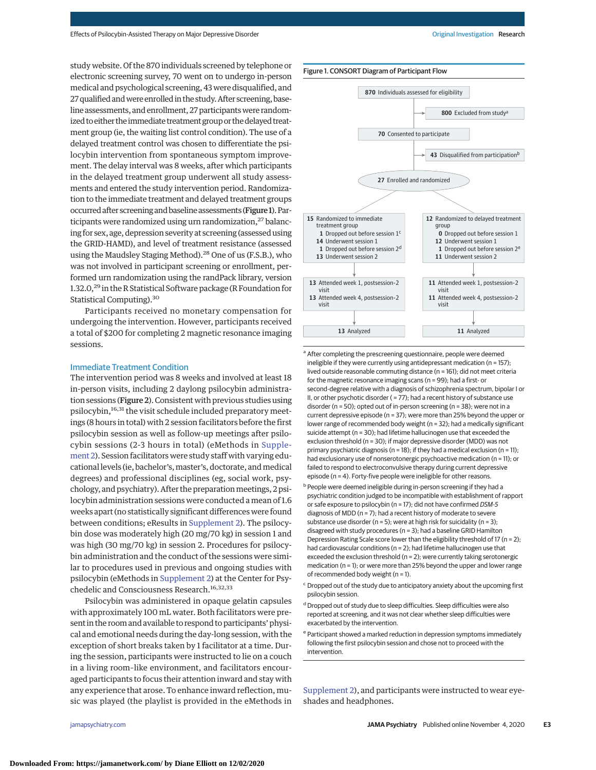study website. Of the 870 individuals screened by telephone or electronic screening survey, 70 went on to undergo in-person medical and psychological screening, 43 were disqualified, and 27 qualified and were enrolled in the study. After screening, baseline assessments, and enrollment, 27 participants were randomized to either the immediate treatment group or the delayed treatment group (ie, the waiting list control condition). The use of a delayed treatment control was chosen to differentiate the psilocybin intervention from spontaneous symptom improvement. The delay interval was 8 weeks, after which participants in the delayed treatment group underwent all study assessments and entered the study intervention period. Randomization to the immediate treatment and delayed treatment groups occurred after screening and baseline assessments (**Figure 1**). Participants were randomized using urn randomization,[27] balancing for sex, age, depression severity at screening (assessed using the GRID-HAMD), and level of treatment resistance (assessed using the Maudsley Staging Method).[28] One of us (F.S.B.), who was not involved in participant screening or enrollment, performed urn randomization using the randPack library, version 1.32.0,[29] in the R Statistical Software package (R Foundation for Statistical Computing).[30]

Participants received no monetary compensation for undergoing the intervention. However, participants received a total of $200 for completing 2 magnetic resonance imaging sessions.

## Immediate Treatment Condition

The intervention period was 8 weeks and involved at least 18 in-person visits, including 2 daylong psilocybin administration sessions (**Figure 2**). Consistent with previous studies using psilocybin,[16,31] the visit schedule included preparatory meetings (8 hours in total) with 2 session facilitators before the first psilocybin session as well as follow-up meetings after psilocybin sessions (2-3 hours in total) (eMethods in Supplement 2). Session facilitators were study staff with varying educational levels (ie, bachelor's, master's, doctorate, and medical degrees) and professional disciplines (eg, social work, psychology, and psychiatry). After the preparation meetings, 2 psilocybin administration sessions were conducted a mean of 1.6 weeks apart (no statistically significant differences were found between conditions; eResults in Supplement 2). The psilocybin dose was moderately high (20 mg/70 kg) in session 1 and was high (30 mg/70 kg) in session 2. Procedures for psilocybin administration and the conduct of the sessions were similar to procedures used in previous and ongoing studies with psilocybin (eMethods in Supplement 2) at the Center for Psychedelic and Consciousness Research.[16,32,33]

Psilocybin was administered in opaque gelatin capsules with approximately 100 mL water. Both facilitators were present in the room and available to respond to participants' physical and emotional needs during the day-long session, with the exception of short breaks taken by 1 facilitator at a time. During the session, participants were instructed to lie on a couch in a living room–like environment, and facilitators encouraged participants to focus their attention inward and stay with any experience that arose. To enhance inward reflection, music was played (the playlist is provided in the eMethods in Supplement 2), and participants were instructed to wear eyeshades and headphones.

Figure 1. CONSORT Diagram of Participant Flow

- **870** Individuals assessed for eligibility
  - **800** Excluded from study[a]
- **70** Consented to participate
  - **43** Disqualified from participation[b]
- **27** Enrolled and randomized

| Immediate treatment group | Delayed treatment group |
|---|---|
| **15** Randomized to immediate treatment group | **12** Randomized to delayed treatment group |
| **1** Dropped out before session 1[c] | **0** Dropped out before session 1 |
| **14** Underwent session 1 | **12** Underwent session 1 |
| **1** Dropped out before session 2[d] | **1** Dropped out before session 2[e] |
| **13** Underwent session 2 | **11** Underwent session 2 |
| **13** Attended week 1, postsession-2 visit | **11** Attended week 1, postsession-2 visit |
| **13** Attended week 4, postsession-2 visit | **11** Attended week 4, postsession-2 visit |
| **13** Analyzed | **11** Analyzed |

[a] After completing the prescreening questionnaire, people were deemed ineligible if they were currently using antidepressant medication (n = 157); lived outside reasonable commuting distance (n = 161); did not meet criteria for the magnetic resonance imaging scans (n = 99); had a first- or second-degree relative with a diagnosis of schizophrenia spectrum, bipolar I or II, or other psychotic disorder ( = 77); had a recent history of substance use disorder (n = 50); opted out of in-person screening (n = 38); were not in a current depressive episode (n = 37); were more than 25% beyond the upper or lower range of recommended body weight (n = 32); had a medically significant suicide attempt (n = 30); had lifetime hallucinogen use that exceeded the exclusion threshold (n = 30); if major depressive disorder (MDD) was not primary psychiatric diagnosis (n = 18); if they had a medical exclusion (n = 11); had exclusionary use of nonserotonergic psychoactive medication (n = 11); or failed to respond to electroconvulsive therapy during current depressive episode (n = 4). Forty-five people were ineligible for other reasons.

[b] People were deemed ineligible during in-person screening if they had a psychiatric condition judged to be incompatible with establishment of rapport or safe exposure to psilocybin (n = 17); did not have confirmed *DSM-5* diagnosis of MDD (n = 7); had a recent history of moderate to severe substance use disorder (n = 5); were at high risk for suicidality (n = 3); disagreed with study procedures (n = 3); had a baseline GRID Hamilton Depression Rating Scale score lower than the eligibility threshold of 17 (n = 2); had cardiovascular conditions (n = 2); had lifetime hallucinogen use that exceeded the exclusion threshold (n = 2); were currently taking serotonergic medication (n = 1); or were more than 25% beyond the upper and lower range of recommended body weight (n = 1).

[c] Dropped out of the study due to anticipatory anxiety about the upcoming first psilocybin session.

[d] Dropped out of study due to sleep difficulties. Sleep difficulties were also reported at screening, and it was not clear whether sleep difficulties were exacerbated by the intervention.

[e] Participant showed a marked reduction in depression symptoms immediately following the first psilocybin session and chose not to proceed with the intervention.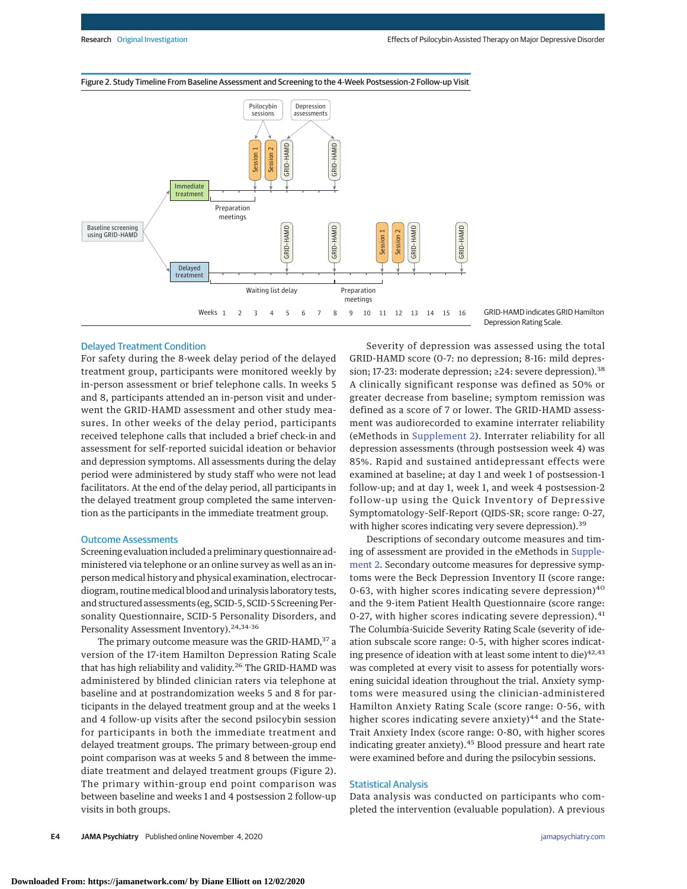Figure 2. Study Timeline From Baseline Assessment and Screening to the 4-Week Postsession-2 Follow-up Visit

GRID-HAMD indicates GRID Hamilton Depression Rating Scale.

### Delayed Treatment Condition

For safety during the 8-week delay period of the delayed treatment group, participants were monitored weekly by in-person assessment or brief telephone calls. In weeks 5 and 8, participants attended an in-person visit and underwent the GRID-HAMD assessment and other study measures. In other weeks of the delay period, participants received telephone calls that included a brief check-in and assessment for self-reported suicidal ideation or behavior and depression symptoms. All assessments during the delay period were administered by study staff who were not lead facilitators. At the end of the delay period, all participants in the delayed treatment group completed the same intervention as the participants in the immediate treatment group.

### Outcome Assessments

Screening evaluation included a preliminary questionnaire administered via telephone or an online survey as well as an in-person medical history and physical examination, electrocardiogram, routine medical blood and urinalysis laboratory tests, and structured assessments (eg, SCID-5, SCID-5 Screening Personality Questionnaire, SCID-5 Personality Disorders, and Personality Assessment Inventory).[24,34-36]

The primary outcome measure was the GRID-HAMD,[37] a version of the 17-item Hamilton Depression Rating Scale that has high reliability and validity.[26] The GRID-HAMD was administered by blinded clinician raters via telephone at baseline and at postrandomization weeks 5 and 8 for participants in the delayed treatment group and at the weeks 1 and 4 follow-up visits after the second psilocybin session for participants in both the immediate treatment and delayed treatment groups. The primary between-group end point comparison was at weeks 5 and 8 between the immediate treatment and delayed treatment groups (Figure 2). The primary within-group end point comparison was between baseline and weeks 1 and 4 postsession 2 follow-up visits in both groups.

Severity of depression was assessed using the total GRID-HAMD score (0-7: no depression; 8-16: mild depression; 17-23: moderate depression; ≥24: severe depression).[38] A clinically significant response was defined as 50% or greater decrease from baseline; symptom remission was defined as a score of 7 or lower. The GRID-HAMD assessment was audiorecorded to examine interrater reliability (eMethods in Supplement 2). Interrater reliability for all depression assessments (through postsession week 4) was 85%. Rapid and sustained antidepressant effects were examined at baseline; at day 1 and week 1 of postsession-1 follow-up; and at day 1, week 1, and week 4 postsession-2 follow-up using the Quick Inventory of Depressive Symptomatology-Self-Report (QIDS-SR; score range: 0-27, with higher scores indicating very severe depression).[39]

Descriptions of secondary outcome measures and timing of assessment are provided in the eMethods in Supplement 2. Secondary outcome measures for depressive symptoms were the Beck Depression Inventory II (score range: 0-63, with higher scores indicating severe depression)[40] and the 9-item Patient Health Questionnaire (score range: 0-27, with higher scores indicating severe depression).[41] The Columbia-Suicide Severity Rating Scale (severity of ideation subscale score range: 0-5, with higher scores indicating presence of ideation with at least some intent to die)[42,43] was completed at every visit to assess for potentially worsening suicidal ideation throughout the trial. Anxiety symptoms were measured using the clinician-administered Hamilton Anxiety Rating Scale (score range: 0-56, with higher scores indicating severe anxiety)[44] and the State-Trait Anxiety Index (score range: 0-80, with higher scores indicating greater anxiety).[45] Blood pressure and heart rate were examined before and during the psilocybin sessions.

### Statistical Analysis

Data analysis was conducted on participants who completed the intervention (evaluable population). A previous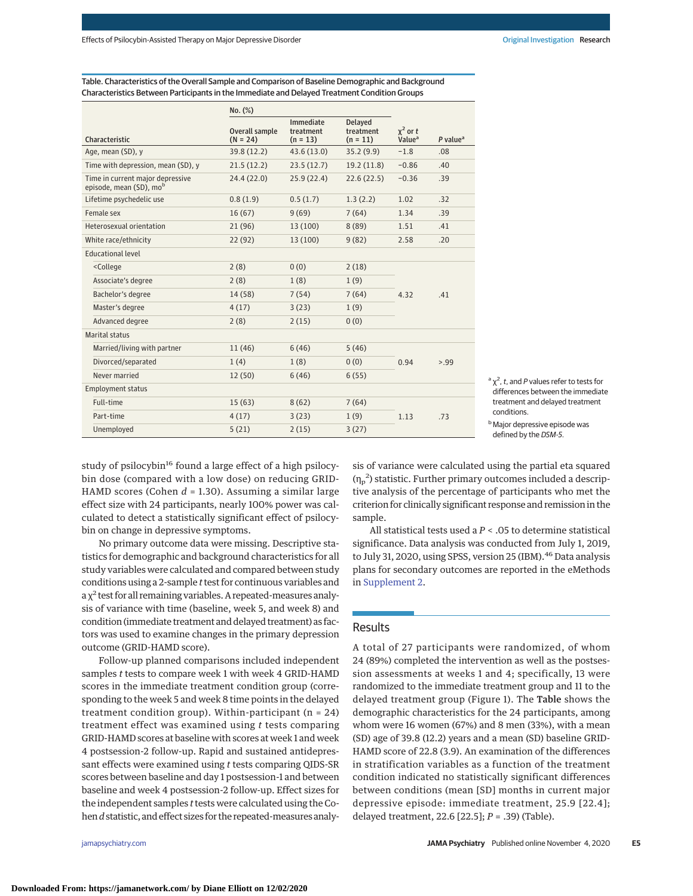Table. Characteristics of the Overall Sample and Comparison of Baseline Demographic and Background Characteristics Between Participants in the Immediate and Delayed Treatment Condition Groups

| Characteristic | No. (%) | | | | |
|---|---|---|---|---|---|
| | Overall sample (N = 24) | Immediate treatment (n = 13) | Delayed treatment (n = 11) | $\chi^2$ or *t* Value[a] | *P* value[a] |
| Age, mean (SD), y | 39.8 (12.2) | 43.6 (13.0) | 35.2 (9.9) | −1.8 | .08 |
| Time with depression, mean (SD), y | 21.5 (12.2) | 23.5 (12.7) | 19.2 (11.8) | −0.86 | .40 |
| Time in current major depressive episode, mean (SD), mo[b] | 24.4 (22.0) | 25.9 (22.4) | 22.6 (22.5) | −0.36 | .39 |
| Lifetime psychedelic use | 0.8 (1.9) | 0.5 (1.7) | 1.3 (2.2) | 1.02 | .32 |
| Female sex | 16 (67) | 9 (69) | 7 (64) | 1.34 | .39 |
| Heterosexual orientation | 21 (96) | 13 (100) | 8 (89) | 1.51 | .41 |
| White race/ethnicity | 22 (92) | 13 (100) | 9 (82) | 2.58 | .20 |
| Educational level | | | | | |
| <College | 2 (8) | 0 (0) | 2 (18) | 4.32 | .41 |
| Associate's degree | 2 (8) | 1 (8) | 1 (9) | | |
| Bachelor's degree | 14 (58) | 7 (54) | 7 (64) | | |
| Master's degree | 4 (17) | 3 (23) | 1 (9) | | |
| Advanced degree | 2 (8) | 2 (15) | 0 (0) | | |
| Marital status | | | | | |
| Married/living with partner | 11 (46) | 6 (46) | 5 (46) | 0.94 | >.99 |
| Divorced/separated | 1 (4) | 1 (8) | 0 (0) | | |
| Never married | 12 (50) | 6 (46) | 6 (55) | | |
| Employment status | | | | | |
| Full-time | 15 (63) | 8 (62) | 7 (64) | 1.13 | .73 |
| Part-time | 4 (17) | 3 (23) | 1 (9) | | |
| Unemployed | 5 (21) | 2 (15) | 3 (27) | | |

[a] $\chi^2$, *t*, and *P* values refer to tests for differences between the immediate treatment and delayed treatment conditions.

[b] Major depressive episode was defined by the *DSM-5*.

study of psilocybin[16] found a large effect of a high psilocybin dose (compared with a low dose) on reducing GRID-HAMD scores (Cohen $d$ = 1.30). Assuming a similar large effect size with 24 participants, nearly 100% power was calculated to detect a statistically significant effect of psilocybin on change in depressive symptoms.

No primary outcome data were missing. Descriptive statistics for demographic and background characteristics for all study variables were calculated and compared between study conditions using a 2-sample *t* test for continuous variables and a $\chi^2$ test for all remaining variables. A repeated-measures analysis of variance with time (baseline, week 5, and week 8) and condition (immediate treatment and delayed treatment) as factors was used to examine changes in the primary depression outcome (GRID-HAMD score).

Follow-up planned comparisons included independent samples *t* tests to compare week 1 with week 4 GRID-HAMD scores in the immediate treatment condition group (corresponding to the week 5 and week 8 time points in the delayed treatment condition group). Within-participant (n = 24) treatment effect was examined using *t* tests comparing GRID-HAMD scores at baseline with scores at week 1 and week 4 postsession-2 follow-up. Rapid and sustained antidepressant effects were examined using *t* tests comparing QIDS-SR scores between baseline and day 1 postsession-1 and between baseline and week 4 postsession-2 follow-up. Effect sizes for the independent samples *t* tests were calculated using the Cohen *d* statistic, and effect sizes for the repeated-measures analysis of variance were calculated using the partial eta squared ($\eta_p^2$) statistic. Further primary outcomes included a descriptive analysis of the percentage of participants who met the criterion for clinically significant response and remission in the sample.

All statistical tests used a $P < .05$ to determine statistical significance. Data analysis was conducted from July 1, 2019, to July 31, 2020, using SPSS, version 25 (IBM).[46] Data analysis plans for secondary outcomes are reported in the eMethods in Supplement 2.

## Results

A total of 27 participants were randomized, of whom 24 (89%) completed the intervention as well as the postsession assessments at weeks 1 and 4; specifically, 13 were randomized to the immediate treatment group and 11 to the delayed treatment group (Figure 1). The **Table** shows the demographic characteristics for the 24 participants, among whom were 16 women (67%) and 8 men (33%), with a mean (SD) age of 39.8 (12.2) years and a mean (SD) baseline GRID-HAMD score of 22.8 (3.9). An examination of the differences in stratification variables as a function of the treatment condition indicated no statistically significant differences between conditions (mean [SD] months in current major depressive episode: immediate treatment, 25.9 [22.4]; delayed treatment, 22.6 [22.5]; $P$ = .39) (Table).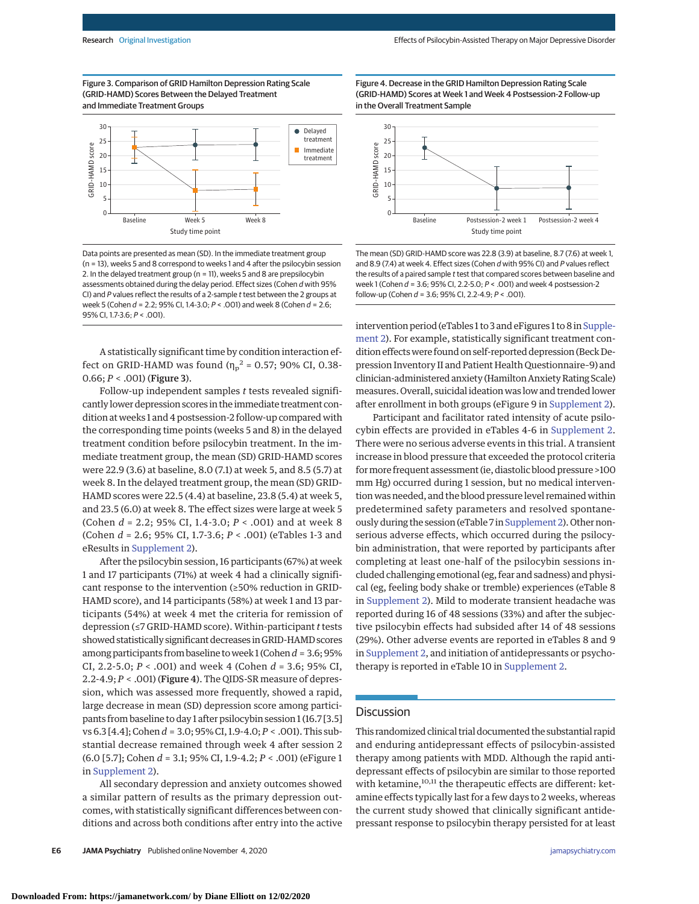Figure 3. Comparison of GRID Hamilton Depression Rating Scale (GRID-HAMD) Scores Between the Delayed Treatment and Immediate Treatment Groups

Data points are presented as mean (SD). In the immediate treatment group (n = 13), weeks 5 and 8 correspond to weeks 1 and 4 after the psilocybin session 2. In the delayed treatment group (n = 11), weeks 5 and 8 are prepsilocybin assessments obtained during the delay period. Effect sizes (Cohen *d* with 95% CI) and *P* values reflect the results of a 2-sample *t* test between the 2 groups at week 5 (Cohen *d* = 2.2; 95% CI, 1.4-3.0; *P* < .001) and week 8 (Cohen *d* = 2.6; 95% CI, 1.7-3.6; *P* < .001).

Figure 4. Decrease in the GRID Hamilton Depression Rating Scale (GRID-HAMD) Scores at Week 1 and Week 4 Postsession-2 Follow-up in the Overall Treatment Sample

The mean (SD) GRID-HAMD score was 22.8 (3.9) at baseline, 8.7 (7.6) at week 1, and 8.9 (7.4) at week 4. Effect sizes (Cohen *d* with 95% CI) and *P* values reflect the results of a paired sample *t* test that compared scores between baseline and week 1 (Cohen *d* = 3.6; 95% CI, 2.2-5.0; *P* < .001) and week 4 postsession-2 follow-up (Cohen *d* = 3.6; 95% CI, 2.2-4.9; *P* < .001).

A statistically significant time by condition interaction effect on GRID-HAMD was found ($\eta_p^2$ = 0.57; 90% CI, 0.38-0.66; *P* < .001) (**Figure 3**).

Follow-up independent samples *t* tests revealed significantly lower depression scores in the immediate treatment condition at weeks 1 and 4 postsession-2 follow-up compared with the corresponding time points (weeks 5 and 8) in the delayed treatment condition before psilocybin treatment. In the immediate treatment group, the mean (SD) GRID-HAMD scores were 22.9 (3.6) at baseline, 8.0 (7.1) at week 5, and 8.5 (5.7) at week 8. In the delayed treatment group, the mean (SD) GRID-HAMD scores were 22.5 (4.4) at baseline, 23.8 (5.4) at week 5, and 23.5 (6.0) at week 8. The effect sizes were large at week 5 (Cohen *d* = 2.2; 95% CI, 1.4-3.0; *P* < .001) and at week 8 (Cohen *d* = 2.6; 95% CI, 1.7-3.6; *P* < .001) (eTables 1-3 and eResults in Supplement 2).

After the psilocybin session, 16 participants (67%) at week 1 and 17 participants (71%) at week 4 had a clinically significant response to the intervention (≥50% reduction in GRID-HAMD score), and 14 participants (58%) at week 1 and 13 participants (54%) at week 4 met the criteria for remission of depression (≤7 GRID-HAMD score). Within-participant *t* tests showed statistically significant decreases in GRID-HAMD scores among participants from baseline to week 1 (Cohen *d* = 3.6; 95% CI, 2.2-5.0; *P* < .001) and week 4 (Cohen *d* = 3.6; 95% CI, 2.2-4.9; *P* < .001) (**Figure 4**). The QIDS-SR measure of depression, which was assessed more frequently, showed a rapid, large decrease in mean (SD) depression score among participants from baseline to day 1 after psilocybin session 1 (16.7 [3.5] vs 6.3 [4.4]; Cohen *d* = 3.0; 95% CI, 1.9-4.0; *P* < .001). This substantial decrease remained through week 4 after session 2 (6.0 [5.7]; Cohen *d* = 3.1; 95% CI, 1.9-4.2; *P* < .001) (eFigure 1 in Supplement 2).

All secondary depression and anxiety outcomes showed a similar pattern of results as the primary depression outcomes, with statistically significant differences between conditions and across both conditions after entry into the active intervention period (eTables 1 to 3 and eFigures 1 to 8 in Supplement 2). For example, statistically significant treatment condition effects were found on self-reported depression (Beck Depression Inventory II and Patient Health Questionnaire–9) and clinician-administered anxiety (Hamilton Anxiety Rating Scale) measures. Overall, suicidal ideation was low and trended lower after enrollment in both groups (eFigure 9 in Supplement 2).

Participant and facilitator rated intensity of acute psilocybin effects are provided in eTables 4-6 in Supplement 2. There were no serious adverse events in this trial. A transient increase in blood pressure that exceeded the protocol criteria for more frequent assessment (ie, diastolic blood pressure >100 mm Hg) occurred during 1 session, but no medical intervention was needed, and the blood pressure level remained within predetermined safety parameters and resolved spontaneously during the session (eTable 7 in Supplement 2). Other nonserious adverse effects, which occurred during the psilocybin administration, that were reported by participants after completing at least one-half of the psilocybin sessions included challenging emotional (eg, fear and sadness) and physical (eg, feeling body shake or tremble) experiences (eTable 8 in Supplement 2). Mild to moderate transient headache was reported during 16 of 48 sessions (33%) and after the subjective psilocybin effects had subsided after 14 of 48 sessions (29%). Other adverse events are reported in eTables 8 and 9 in Supplement 2, and initiation of antidepressants or psychotherapy is reported in eTable 10 in Supplement 2.

## Discussion

This randomized clinical trial documented the substantial rapid and enduring antidepressant effects of psilocybin-assisted therapy among patients with MDD. Although the rapid antidepressant effects of psilocybin are similar to those reported with ketamine,[10,11] the therapeutic effects are different: ketamine effects typically last for a few days to 2 weeks, whereas the current study showed that clinically significant antidepressant response to psilocybin therapy persisted for at least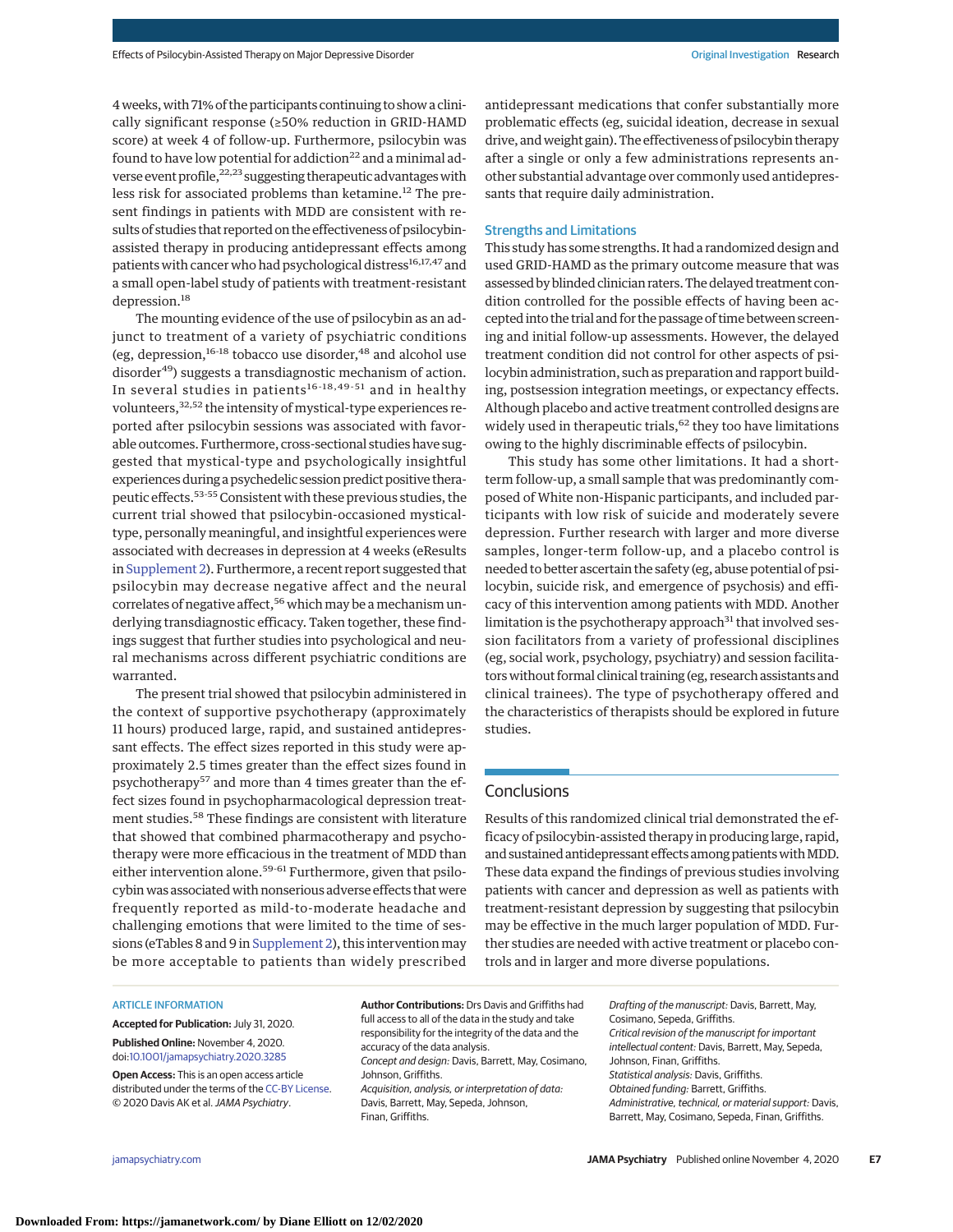4 weeks, with 71% of the participants continuing to show a clinically significant response (≥50% reduction in GRID-HAMD score) at week 4 of follow-up. Furthermore, psilocybin was found to have low potential for addiction[22] and a minimal adverse event profile,[22,23] suggesting therapeutic advantages with less risk for associated problems than ketamine.[12] The present findings in patients with MDD are consistent with results of studies that reported on the effectiveness of psilocybin-assisted therapy in producing antidepressant effects among patients with cancer who had psychological distress[16,17,47] and a small open-label study of patients with treatment-resistant depression.[18]

The mounting evidence of the use of psilocybin as an adjunct to treatment of a variety of psychiatric conditions (eg, depression,[16-18] tobacco use disorder,[48] and alcohol use disorder[49]) suggests a transdiagnostic mechanism of action. In several studies in patients[16-18,49-51] and in healthy volunteers,[32,52] the intensity of mystical-type experiences reported after psilocybin sessions was associated with favorable outcomes. Furthermore, cross-sectional studies have suggested that mystical-type and psychologically insightful experiences during a psychedelic session predict positive therapeutic effects.[53-55] Consistent with these previous studies, the current trial showed that psilocybin-occasioned mystical-type, personally meaningful, and insightful experiences were associated with decreases in depression at 4 weeks (eResults in Supplement 2). Furthermore, a recent report suggested that psilocybin may decrease negative affect and the neural correlates of negative affect,[56] which may be a mechanism underlying transdiagnostic efficacy. Taken together, these findings suggest that further studies into psychological and neural mechanisms across different psychiatric conditions are warranted.

The present trial showed that psilocybin administered in the context of supportive psychotherapy (approximately 11 hours) produced large, rapid, and sustained antidepressant effects. The effect sizes reported in this study were approximately 2.5 times greater than the effect sizes found in psychotherapy[57] and more than 4 times greater than the effect sizes found in psychopharmacological depression treatment studies.[58] These findings are consistent with literature that showed that combined pharmacotherapy and psychotherapy were more efficacious in the treatment of MDD than either intervention alone.[59-61] Furthermore, given that psilocybin was associated with nonserious adverse effects that were frequently reported as mild-to-moderate headache and challenging emotions that were limited to the time of sessions (eTables 8 and 9 in Supplement 2), this intervention may be more acceptable to patients than widely prescribed antidepressant medications that confer substantially more problematic effects (eg, suicidal ideation, decrease in sexual drive, and weight gain). The effectiveness of psilocybin therapy after a single or only a few administrations represents another substantial advantage over commonly used antidepressants that require daily administration.

## Strengths and Limitations

This study has some strengths. It had a randomized design and used GRID-HAMD as the primary outcome measure that was assessed by blinded clinician raters. The delayed treatment condition controlled for the possible effects of having been accepted into the trial and for the passage of time between screening and initial follow-up assessments. However, the delayed treatment condition did not control for other aspects of psilocybin administration, such as preparation and rapport building, postsession integration meetings, or expectancy effects. Although placebo and active treatment controlled designs are widely used in therapeutic trials,[62] they too have limitations owing to the highly discriminable effects of psilocybin.

This study has some other limitations. It had a short-term follow-up, a small sample that was predominantly composed of White non-Hispanic participants, and included participants with low risk of suicide and moderately severe depression. Further research with larger and more diverse samples, longer-term follow-up, and a placebo control is needed to better ascertain the safety (eg, abuse potential of psilocybin, suicide risk, and emergence of psychosis) and efficacy of this intervention among patients with MDD. Another limitation is the psychotherapy approach[31] that involved session facilitators from a variety of professional disciplines (eg, social work, psychology, psychiatry) and session facilitators without formal clinical training (eg, research assistants and clinical trainees). The type of psychotherapy offered and the characteristics of therapists should be explored in future studies.

## Conclusions

Results of this randomized clinical trial demonstrated the efficacy of psilocybin-assisted therapy in producing large, rapid, and sustained antidepressant effects among patients with MDD. These data expand the findings of previous studies involving patients with cancer and depression as well as patients with treatment-resistant depression by suggesting that psilocybin may be effective in the much larger population of MDD. Further studies are needed with active treatment or placebo controls and in larger and more diverse populations.

ARTICLE INFORMATION

**Accepted for Publication:** July 31, 2020.

**Published Online:** November 4, 2020. doi:10.1001/jamapsychiatry.2020.3285

**Open Access:** This is an open access article distributed under the terms of the CC-BY License. © 2020 Davis AK et al. *JAMA Psychiatry*.

**Author Contributions:** Drs Davis and Griffiths had full access to all of the data in the study and take responsibility for the integrity of the data and the accuracy of the data analysis.
*Concept and design:* Davis, Barrett, May, Cosimano, Johnson, Griffiths.
*Acquisition, analysis, or interpretation of data:* Davis, Barrett, May, Sepeda, Johnson, Finan, Griffiths.
*Drafting of the manuscript:* Davis, Barrett, May, Cosimano, Sepeda, Griffiths.
*Critical revision of the manuscript for important intellectual content:* Davis, Barrett, May, Sepeda, Johnson, Finan, Griffiths.
*Statistical analysis:* Davis, Griffiths.
*Obtained funding:* Barrett, Griffiths.
*Administrative, technical, or material support:* Davis, Barrett, May, Cosimano, Sepeda, Finan, Griffiths.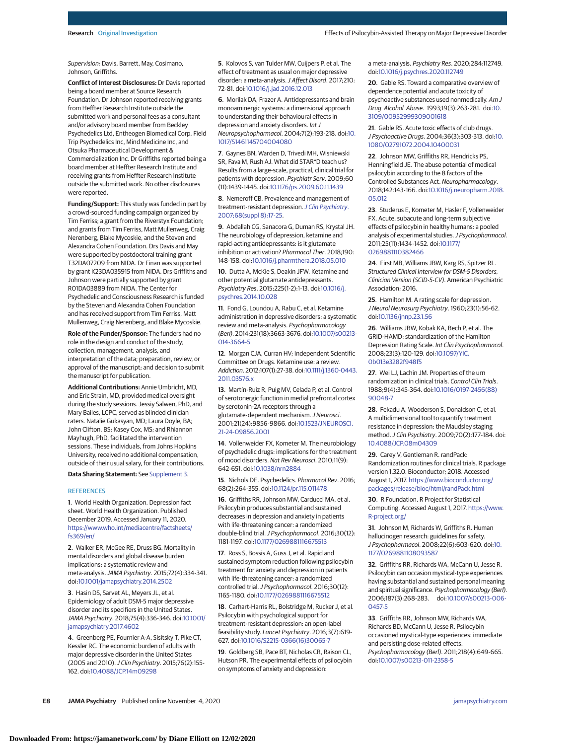*Supervision:* Davis, Barrett, May, Cosimano, Johnson, Griffiths.

**Conflict of Interest Disclosures:** Dr Davis reported being a board member at Source Research Foundation. Dr Johnson reported receiving grants from Heffter Research Institute outside the submitted work and personal fees as a consultant and/or advisory board member from Beckley Psychedelics Ltd, Entheogen Biomedical Corp, Field Trip Psychedelics Inc, Mind Medicine Inc, and Otsuka Pharmaceutical Development & Commercialization Inc. Dr Griffiths reported being a board member at Heffter Research Institute and receiving grants from Heffter Research Institute outside the submitted work. No other disclosures were reported.

**Funding/Support:** This study was funded in part by a crowd-sourced funding campaign organized by Tim Ferriss; a grant from the Riverstyx Foundation; and grants from Tim Ferriss, Matt Mullenweg, Craig Nerenberg, Blake Mycoskie, and the Steven and Alexandra Cohen Foundation. Drs Davis and May were supported by postdoctoral training grant T32DA07209 from NIDA. Dr Finan was supported by grant K23DA035915 from NIDA. Drs Griffiths and Johnson were partially supported by grant R01DA03889 from NIDA. The Center for Psychedelic and Consciousness Research is funded by the Steven and Alexandra Cohen Foundation and has received support from Tim Ferriss, Matt Mullenweg, Craig Nerenberg, and Blake Mycoskie.

**Role of the Funder/Sponsor:** The funders had no role in the design and conduct of the study; collection, management, analysis, and interpretation of the data; preparation, review, or approval of the manuscript; and decision to submit the manuscript for publication.

**Additional Contributions:** Annie Umbricht, MD, and Eric Strain, MD, provided medical oversight during the study sessions. Jessy Salwen, PhD, and Mary Bailes, LCPC, served as blinded clinician raters. Natalie Gukasyan, MD; Laura Doyle, BA; John Clifton, BS; Kasey Cox, MS; and Rhiannon Mayhugh, PhD, facilitated the intervention sessions. These individuals, from Johns Hopkins University, received no additional compensation, outside of their usual salary, for their contributions.

**Data Sharing Statement:** See Supplement 3.

## REFERENCES

1. World Health Organization. Depression fact sheet. World Health Organization. Published December 2019. Accessed January 11, 2020. https://www.who.int/mediacentre/factsheets/fs369/en/

2. Walker ER, McGee RE, Druss BG. Mortality in mental disorders and global disease burden implications: a systematic review and meta-analysis. *JAMA Psychiatry*. 2015;72(4):334-341. doi:10.1001/jamapsychiatry.2014.2502

3. Hasin DS, Sarvet AL, Meyers JL, et al. Epidemiology of adult DSM-5 major depressive disorder and its specifiers in the United States. *JAMA Psychiatry*. 2018;75(4):336-346. doi:10.1001/jamapsychiatry.2017.4602

4. Greenberg PE, Fournier A-A, Sisitsky T, Pike CT, Kessler RC. The economic burden of adults with major depressive disorder in the United States (2005 and 2010). *J Clin Psychiatry*. 2015;76(2):155-162. doi:10.4088/JCP.14m09298

5. Kolovos S, van Tulder MW, Cuijpers P, et al. The effect of treatment as usual on major depressive disorder: a meta-analysis. *J Affect Disord*. 2017;210:72-81. doi:10.1016/j.jad.2016.12.013

6. Morilak DA, Frazer A. Antidepressants and brain monoaminergic systems: a dimensional approach to understanding their behavioural effects in depression and anxiety disorders. *Int J Neuropsychopharmacol*. 2004;7(2):193-218. doi:10.1017/S1461145704004080

7. Gaynes BN, Warden D, Trivedi MH, Wisniewski SR, Fava M, Rush AJ. What did STAR*D teach us? Results from a large-scale, practical, clinical trial for patients with depression. *Psychiatr Serv*. 2009;60(11):1439-1445. doi:10.1176/ps.2009.60.11.1439

8. Nemeroff CB. Prevalence and management of treatment-resistant depression. *J Clin Psychiatry*. 2007;68(suppl 8):17-25.

9. Abdallah CG, Sanacora G, Duman RS, Krystal JH. The neurobiology of depression, ketamine and rapid-acting antidepressants: is it glutamate inhibition or activation? *Pharmacol Ther*. 2018;190:148-158. doi:10.1016/j.pharmthera.2018.05.010

10. Dutta A, McKie S, Deakin JFW. Ketamine and other potential glutamate antidepressants. *Psychiatry Res*. 2015;225(1-2):1-13. doi:10.1016/j.psychres.2014.10.028

11. Fond G, Loundou A, Rabu C, et al. Ketamine administration in depressive disorders: a systematic review and meta-analysis. *Psychopharmacology (Berl)*. 2014;231(18):3663-3676. doi:10.1007/s00213-014-3664-5

12. Morgan CJA, Curran HV; Independent Scientific Committee on Drugs. Ketamine use: a review. *Addiction*. 2012;107(1):27-38. doi:10.1111/j.1360-0443.2011.03576.x

13. Martín-Ruiz R, Puig MV, Celada P, et al. Control of serotonergic function in medial prefrontal cortex by serotonin-2A receptors through a glutamate-dependent mechanism. *J Neurosci*. 2001;21(24):9856-9866. doi:10.1523/JNEUROSCI.21-24-09856.2001

14. Vollenweider FX, Kometer M. The neurobiology of psychedelic drugs: implications for the treatment of mood disorders. *Nat Rev Neurosci*. 2010;11(9):642-651. doi:10.1038/nrn2884

15. Nichols DE. Psychedelics. *Pharmacol Rev*. 2016;68(2):264-355. doi:10.1124/pr.115.011478

16. Griffiths RR, Johnson MW, Carducci MA, et al. Psilocybin produces substantial and sustained decreases in depression and anxiety in patients with life-threatening cancer: a randomized double-blind trial. *J Psychopharmacol*. 2016;30(12):1181-1197. doi:10.1177/0269881116675513

17. Ross S, Bossis A, Guss J, et al. Rapid and sustained symptom reduction following psilocybin treatment for anxiety and depression in patients with life-threatening cancer: a randomized controlled trial. *J Psychopharmacol*. 2016;30(12):1165-1180. doi:10.1177/0269881116675512

18. Carhart-Harris RL, Bolstridge M, Rucker J, et al. Psilocybin with psychological support for treatment-resistant depression: an open-label feasibility study. *Lancet Psychiatry*. 2016;3(7):619-627. doi:10.1016/S2215-0366(16)30065-7

19. Goldberg SB, Pace BT, Nicholas CR, Raison CL, Hutson PR. The experimental effects of psilocybin on symptoms of anxiety and depression: a meta-analysis. *Psychiatry Res*. 2020;284:112749. doi:10.1016/j.psychres.2020.112749

20. Gable RS. Toward a comparative overview of dependence potential and acute toxicity of psychoactive substances used nonmedically. *Am J Drug Alcohol Abuse*. 1993;19(3):263-281. doi:10.3109/00952999309001618

21. Gable RS. Acute toxic effects of club drugs. *J Psychoactive Drugs*. 2004;36(3):303-313. doi:10.1080/02791072.2004.10400031

22. Johnson MW, Griffiths RR, Hendricks PS, Henningfield JE. The abuse potential of medical psilocybin according to the 8 factors of the Controlled Substances Act. *Neuropharmacology*. 2018;142:143-166. doi:10.1016/j.neuropharm.2018.05.012

23. Studerus E, Kometer M, Hasler F, Vollenweider FX. Acute, subacute and long-term subjective effects of psilocybin in healthy humans: a pooled analysis of experimental studies. *J Psychopharmacol*. 2011;25(11):1434-1452. doi:10.1177/0269881110382466

24. First MB, Williams JBW, Karg RS, Spitzer RL. *Structured Clinical Interview for DSM-5 Disorders, Clinician Version (SCID-5-CV)*. American Psychiatric Association; 2016.

25. Hamilton M. A rating scale for depression. *J Neurol Neurosurg Psychiatry*. 1960;23(1):56-62. doi:10.1136/jnnp.23.1.56

26. Williams JBW, Kobak KA, Bech P, et al. The GRID-HAMD: standardization of the Hamilton Depression Rating Scale. *Int Clin Psychopharmacol*. 2008;23(3):120-129. doi:10.1097/YIC.0b013e3282f948f5

27. Wei LJ, Lachin JM. Properties of the urn randomization in clinical trials. *Control Clin Trials*. 1988;9(4):345-364. doi:10.1016/0197-2456(88)90048-7

28. Fekadu A, Wooderson S, Donaldson C, et al. A multidimensional tool to quantify treatment resistance in depression: the Maudsley staging method. *J Clin Psychiatry*. 2009;70(2):177-184. doi:10.4088/JCP.08m04309

29. Carey V, Gentleman R. randPack: Randomization routines for clinical trials. R package version 1.32.0. Bioconductor; 2018. Accessed August 1, 2017. https://www.bioconductor.org/packages/release/bioc/html/randPack.html

30. R Foundation. R Project for Statistical Computing. Accessed August 1, 2017. https://www.R-project.org/

31. Johnson M, Richards W, Griffiths R. Human hallucinogen research: guidelines for safety. *J Psychopharmacol*. 2008;22(6):603-620. doi:10.1177/0269881108093587

32. Griffiths RR, Richards WA, McCann U, Jesse R. Psilocybin can occasion mystical-type experiences having substantial and sustained personal meaning and spiritual significance. *Psychopharmacology (Berl)*. 2006;187(3):268-283. doi:10.1007/s00213-006-0457-5

33. Griffiths RR, Johnson MW, Richards WA, Richards BD, McCann U, Jesse R. Psilocybin occasioned mystical-type experiences: immediate and persisting dose-related effects. *Psychopharmacology (Berl)*. 2011;218(4):649-665. doi:10.1007/s00213-011-2358-5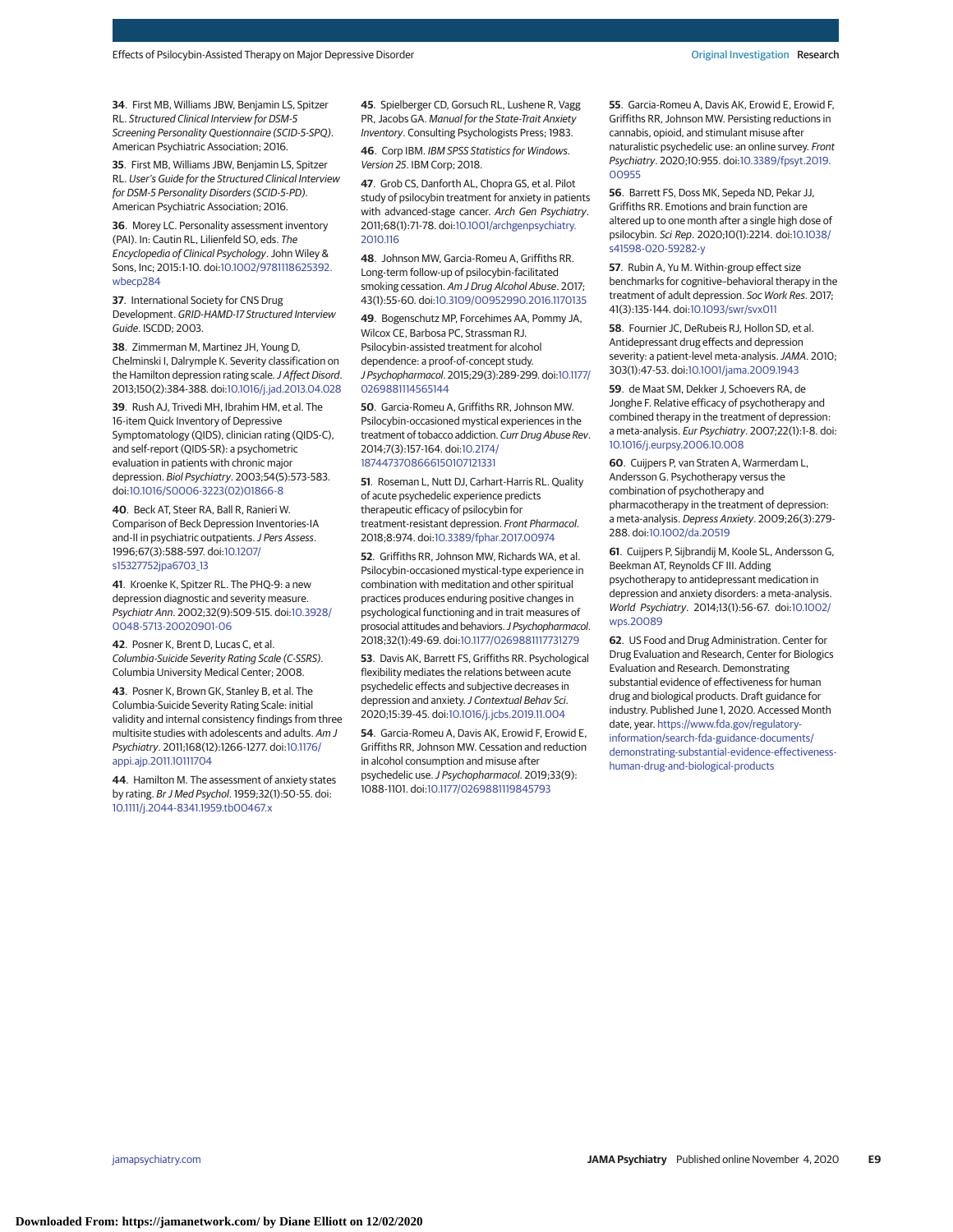34. First MB, Williams JBW, Benjamin LS, Spitzer RL. *Structured Clinical Interview for DSM-5 Screening Personality Questionnaire (SCID-5-SPQ)*. American Psychiatric Association; 2016.

35. First MB, Williams JBW, Benjamin LS, Spitzer RL. *User's Guide for the Structured Clinical Interview for DSM-5 Personality Disorders (SCID-5-PD)*. American Psychiatric Association; 2016.

36. Morey LC. Personality assessment inventory (PAI). In: Cautin RL, Lilienfeld SO, eds. *The Encyclopedia of Clinical Psychology*. John Wiley & Sons, Inc; 2015:1-10. doi:10.1002/9781118625392.wbecp284

37. International Society for CNS Drug Development. *GRID-HAMD-17 Structured Interview Guide*. ISCDD; 2003.

38. Zimmerman M, Martinez JH, Young D, Chelminski I, Dalrymple K. Severity classification on the Hamilton depression rating scale. *J Affect Disord*. 2013;150(2):384-388. doi:10.1016/j.jad.2013.04.028

39. Rush AJ, Trivedi MH, Ibrahim HM, et al. The 16-item Quick Inventory of Depressive Symptomatology (QIDS), clinician rating (QIDS-C), and self-report (QIDS-SR): a psychometric evaluation in patients with chronic major depression. *Biol Psychiatry*. 2003;54(5):573-583. doi:10.1016/S0006-3223(02)01866-8

40. Beck AT, Steer RA, Ball R, Ranieri W. Comparison of Beck Depression Inventories-IA and-II in psychiatric outpatients. *J Pers Assess*. 1996;67(3):588-597. doi:10.1207/s15327752jpa6703_13

41. Kroenke K, Spitzer RL. The PHQ-9: a new depression diagnostic and severity measure. *Psychiatr Ann*. 2002;32(9):509-515. doi:10.3928/0048-5713-20020901-06

42. Posner K, Brent D, Lucas C, et al. *Columbia-Suicide Severity Rating Scale (C-SSRS)*. Columbia University Medical Center; 2008.

43. Posner K, Brown GK, Stanley B, et al. The Columbia-Suicide Severity Rating Scale: initial validity and internal consistency findings from three multisite studies with adolescents and adults. *Am J Psychiatry*. 2011;168(12):1266-1277. doi:10.1176/appi.ajp.2011.10111704

44. Hamilton M. The assessment of anxiety states by rating. *Br J Med Psychol*. 1959;32(1):50-55. doi:10.1111/j.2044-8341.1959.tb00467.x

45. Spielberger CD, Gorsuch RL, Lushene R, Vagg PR, Jacobs GA. *Manual for the State-Trait Anxiety Inventory*. Consulting Psychologists Press; 1983.

46. Corp IBM. *IBM SPSS Statistics for Windows. Version 25*. IBM Corp; 2018.

47. Grob CS, Danforth AL, Chopra GS, et al. Pilot study of psilocybin treatment for anxiety in patients with advanced-stage cancer. *Arch Gen Psychiatry*. 2011;68(1):71-78. doi:10.1001/archgenpsychiatry.2010.116

48. Johnson MW, Garcia-Romeu A, Griffiths RR. Long-term follow-up of psilocybin-facilitated smoking cessation. *Am J Drug Alcohol Abuse*. 2017;43(1):55-60. doi:10.3109/00952990.2016.1170135

49. Bogenschutz MP, Forcehimes AA, Pommy JA, Wilcox CE, Barbosa PC, Strassman RJ. Psilocybin-assisted treatment for alcohol dependence: a proof-of-concept study. *J Psychopharmacol*. 2015;29(3):289-299. doi:10.1177/0269881114565144

50. Garcia-Romeu A, Griffiths RR, Johnson MW. Psilocybin-occasioned mystical experiences in the treatment of tobacco addiction. *Curr Drug Abuse Rev*. 2014;7(3):157-164. doi:10.2174/1874473708666150107121331

51. Roseman L, Nutt DJ, Carhart-Harris RL. Quality of acute psychedelic experience predicts therapeutic efficacy of psilocybin for treatment-resistant depression. *Front Pharmacol*. 2018;8:974. doi:10.3389/fphar.2017.00974

52. Griffiths RR, Johnson MW, Richards WA, et al. Psilocybin-occasioned mystical-type experience in combination with meditation and other spiritual practices produces enduring positive changes in psychological functioning and in trait measures of prosocial attitudes and behaviors. *J Psychopharmacol*. 2018;32(1):49-69. doi:10.1177/0269881117731279

53. Davis AK, Barrett FS, Griffiths RR. Psychological flexibility mediates the relations between acute psychedelic effects and subjective decreases in depression and anxiety. *J Contextual Behav Sci*. 2020;15:39-45. doi:10.1016/j.jcbs.2019.11.004

54. Garcia-Romeu A, Davis AK, Erowid F, Erowid E, Griffiths RR, Johnson MW. Cessation and reduction in alcohol consumption and misuse after psychedelic use. *J Psychopharmacol*. 2019;33(9):1088-1101. doi:10.1177/0269881119845793

55. Garcia-Romeu A, Davis AK, Erowid E, Erowid F, Griffiths RR, Johnson MW. Persisting reductions in cannabis, opioid, and stimulant misuse after naturalistic psychedelic use: an online survey. *Front Psychiatry*. 2020;10:955. doi:10.3389/fpsyt.2019.00955

56. Barrett FS, Doss MK, Sepeda ND, Pekar JJ, Griffiths RR. Emotions and brain function are altered up to one month after a single high dose of psilocybin. *Sci Rep*. 2020;10(1):2214. doi:10.1038/s41598-020-59282-y

57. Rubin A, Yu M. Within-group effect size benchmarks for cognitive–behavioral therapy in the treatment of adult depression. *Soc Work Res*. 2017;41(3):135-144. doi:10.1093/swr/svx011

58. Fournier JC, DeRubeis RJ, Hollon SD, et al. Antidepressant drug effects and depression severity: a patient-level meta-analysis. *JAMA*. 2010;303(1):47-53. doi:10.1001/jama.2009.1943

59. de Maat SM, Dekker J, Schoevers RA, de Jonghe F. Relative efficacy of psychotherapy and combined therapy in the treatment of depression: a meta-analysis. *Eur Psychiatry*. 2007;22(1):1-8. doi:10.1016/j.eurpsy.2006.10.008

60. Cuijpers P, van Straten A, Warmerdam L, Andersson G. Psychotherapy versus the combination of psychotherapy and pharmacotherapy in the treatment of depression: a meta-analysis. *Depress Anxiety*. 2009;26(3):279-288. doi:10.1002/da.20519

61. Cuijpers P, Sijbrandij M, Koole SL, Andersson G, Beekman AT, Reynolds CF III. Adding psychotherapy to antidepressant medication in depression and anxiety disorders: a meta-analysis. *World Psychiatry*. 2014;13(1):56-67. doi:10.1002/wps.20089

62. US Food and Drug Administration. Center for Drug Evaluation and Research, Center for Biologics Evaluation and Research. Demonstrating substantial evidence of effectiveness for human drug and biological products. Draft guidance for industry. Published June 1, 2020. Accessed Month date, year. https://www.fda.gov/regulatory-information/search-fda-guidance-documents/demonstrating-substantial-evidence-effectiveness-human-drug-and-biological-products